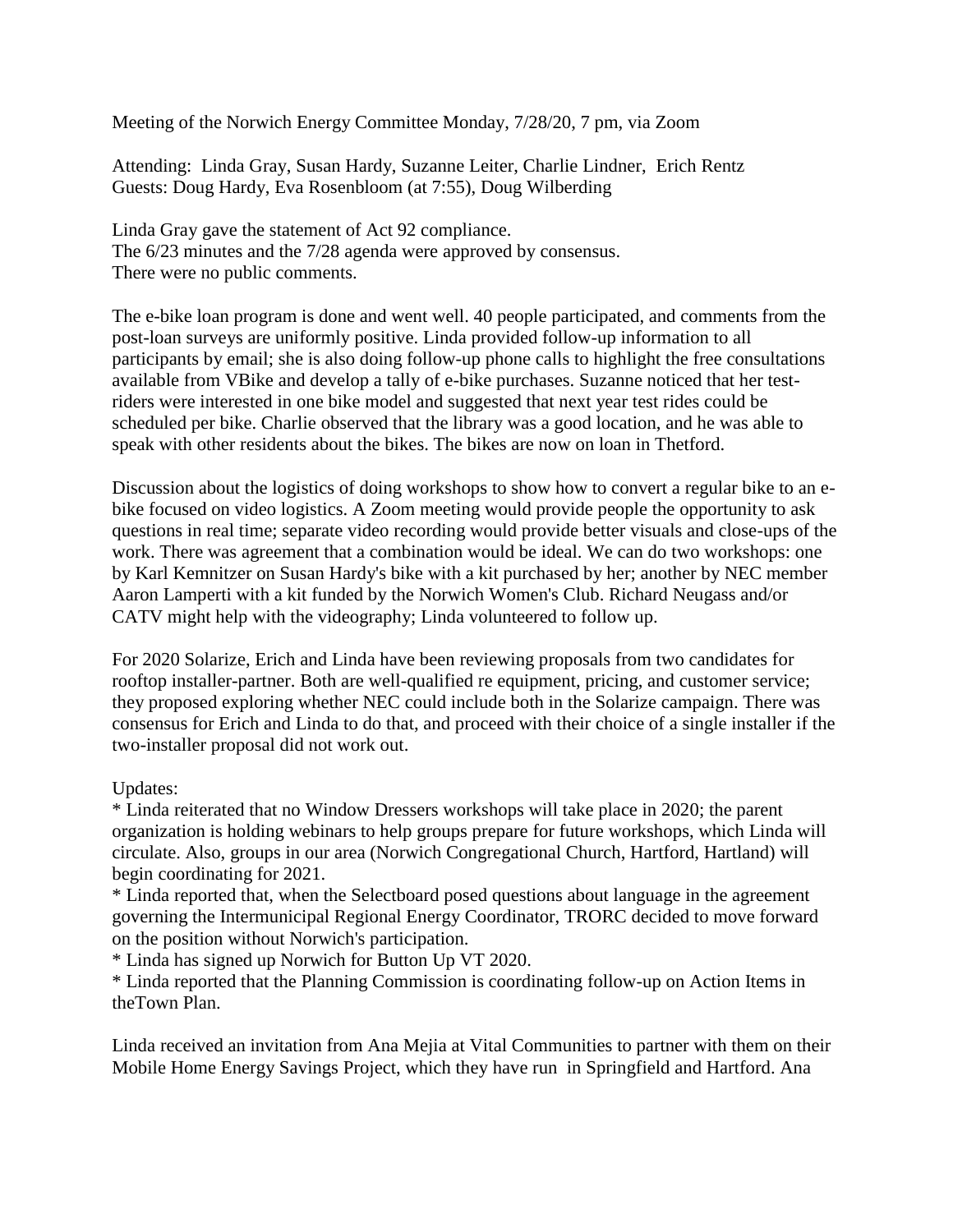Meeting of the Norwich Energy Committee Monday, 7/28/20, 7 pm, via Zoom

Attending: Linda Gray, Susan Hardy, Suzanne Leiter, Charlie Lindner, Erich Rentz
Guests: Doug Hardy, Eva Rosenbloom (at 7:55), Doug Wilberding

Linda Gray gave the statement of Act 92 compliance.
The 6/23 minutes and the 7/28 agenda were approved by consensus.
There were no public comments.

The e-bike loan program is done and went well. 40 people participated, and comments from the post-loan surveys are uniformly positive. Linda provided follow-up information to all participants by email; she is also doing follow-up phone calls to highlight the free consultations available from VBike and develop a tally of e-bike purchases. Suzanne noticed that her test-riders were interested in one bike model and suggested that next year test rides could be scheduled per bike. Charlie observed that the library was a good location, and he was able to speak with other residents about the bikes. The bikes are now on loan in Thetford.

Discussion about the logistics of doing workshops to show how to convert a regular bike to an e-bike focused on video logistics. A Zoom meeting would provide people the opportunity to ask questions in real time; separate video recording would provide better visuals and close-ups of the work. There was agreement that a combination would be ideal. We can do two workshops: one by Karl Kemnitzer on Susan Hardy's bike with a kit purchased by her; another by NEC member Aaron Lamperti with a kit funded by the Norwich Women's Club. Richard Neugass and/or CATV might help with the videography; Linda volunteered to follow up.

For 2020 Solarize, Erich and Linda have been reviewing proposals from two candidates for rooftop installer-partner. Both are well-qualified re equipment, pricing, and customer service; they proposed exploring whether NEC could include both in the Solarize campaign. There was consensus for Erich and Linda to do that, and proceed with their choice of a single installer if the two-installer proposal did not work out.

Updates:

* Linda reiterated that no Window Dressers workshops will take place in 2020; the parent organization is holding webinars to help groups prepare for future workshops, which Linda will circulate. Also, groups in our area (Norwich Congregational Church, Hartford, Hartland) will begin coordinating for 2021.
* Linda reported that, when the Selectboard posed questions about language in the agreement governing the Intermunicipal Regional Energy Coordinator, TRORC decided to move forward on the position without Norwich's participation.
* Linda has signed up Norwich for Button Up VT 2020.
* Linda reported that the Planning Commission is coordinating follow-up on Action Items in theTown Plan.

Linda received an invitation from Ana Mejia at Vital Communities to partner with them on their Mobile Home Energy Savings Project, which they have run in Springfield and Hartford. Ana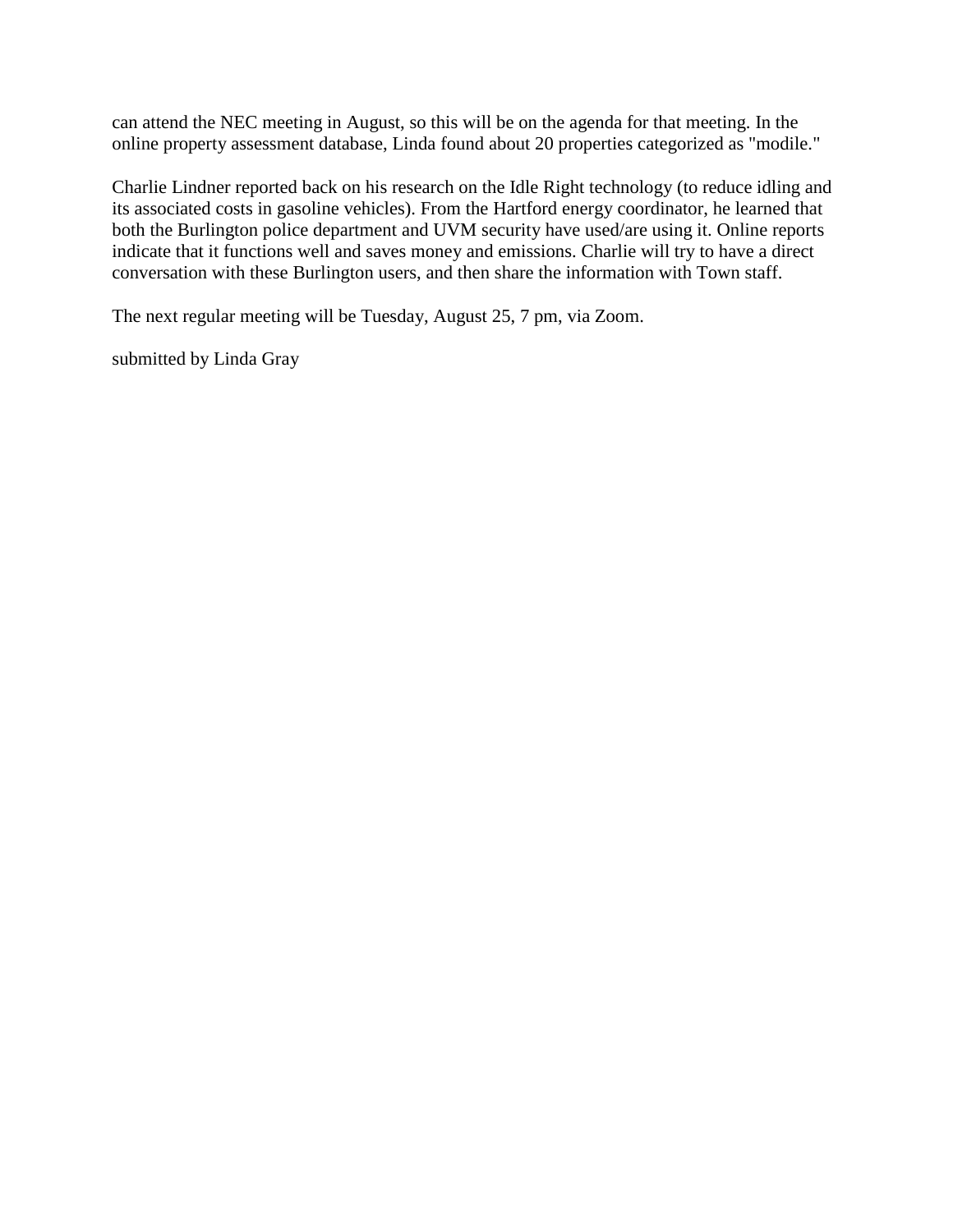can attend the NEC meeting in August, so this will be on the agenda for that meeting. In the online property assessment database, Linda found about 20 properties categorized as "modile."

Charlie Lindner reported back on his research on the Idle Right technology (to reduce idling and its associated costs in gasoline vehicles). From the Hartford energy coordinator, he learned that both the Burlington police department and UVM security have used/are using it. Online reports indicate that it functions well and saves money and emissions. Charlie will try to have a direct conversation with these Burlington users, and then share the information with Town staff.

The next regular meeting will be Tuesday, August 25, 7 pm, via Zoom.

submitted by Linda Gray